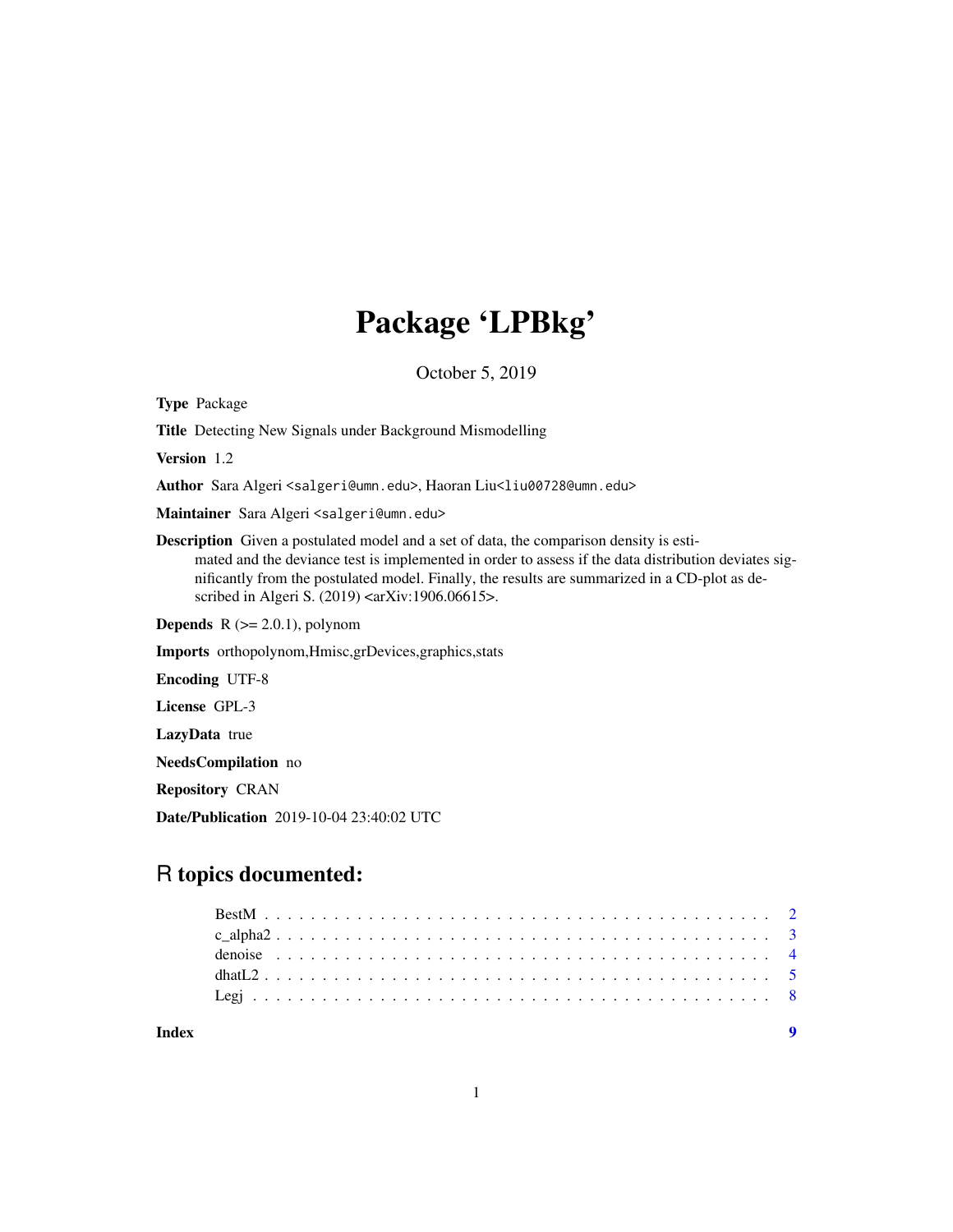# Package 'LPBkg'

October 5, 2019

**Type** Package

**Title** Detecting New Signals under Background Mismodelling

**Version** 1.2

**Author** Sara Algeri <salgeri@umn.edu>, Haoran Liu<liu00728@umn.edu>

**Maintainer** Sara Algeri <salgeri@umn.edu>

**Description** Given a postulated model and a set of data, the comparison density is estimated and the deviance test is implemented in order to assess if the data distribution deviates significantly from the postulated model. Finally, the results are summarized in a CD-plot as described in Algeri S. (2019) <arXiv:1906.06615>.

**Depends** R (>= 2.0.1), polynom

**Imports** orthopolynom,Hmisc,grDevices,graphics,stats

**Encoding** UTF-8

**License** GPL-3

**LazyData** true

**NeedsCompilation** no

**Repository** CRAN

**Date/Publication** 2019-10-04 23:40:02 UTC

## R topics documented:

- BestM . . . . . . . . . . . . . . . . . . . . . . . . . . . . . . . . . . . . . . . . . . 2
- c_alpha2 . . . . . . . . . . . . . . . . . . . . . . . . . . . . . . . . . . . . . . . . . 3
- denoise . . . . . . . . . . . . . . . . . . . . . . . . . . . . . . . . . . . . . . . . . 4
- dhatL2 . . . . . . . . . . . . . . . . . . . . . . . . . . . . . . . . . . . . . . . . . . 5
- Legj . . . . . . . . . . . . . . . . . . . . . . . . . . . . . . . . . . . . . . . . . . . 8

**Index** 9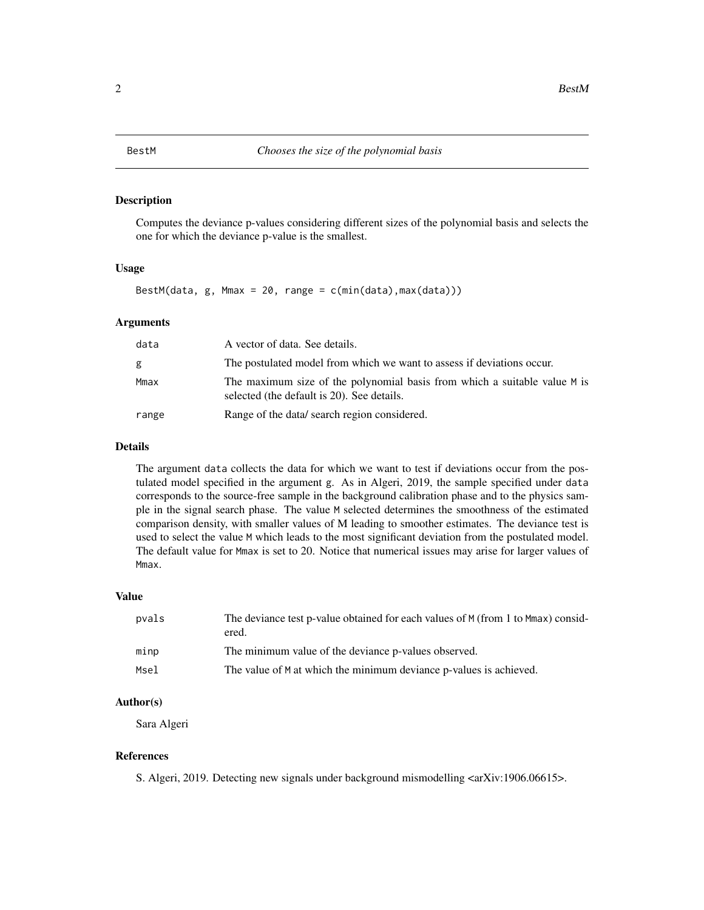BestM *Chooses the size of the polynomial basis*

## Description

Computes the deviance p-values considering different sizes of the polynomial basis and selects the one for which the deviance p-value is the smallest.

## Usage

```
BestM(data, g, Mmax = 20, range = c(min(data),max(data)))
```

## Arguments

| | |
|---|---|
| data | A vector of data. See details. |
| g | The postulated model from which we want to assess if deviations occur. |
| Mmax | The maximum size of the polynomial basis from which a suitable value M is selected (the default is 20). See details. |
| range | Range of the data/ search region considered. |

## Details

The argument `data` collects the data for which we want to test if deviations occur from the postulated model specified in the argument `g`. As in Algeri, 2019, the sample specified under `data` corresponds to the source-free sample in the background calibration phase and to the physics sample in the signal search phase. The value `M` selected determines the smoothness of the estimated comparison density, with smaller values of M leading to smoother estimates. The deviance test is used to select the value `M` which leads to the most significant deviation from the postulated model. The default value for `Mmax` is set to 20. Notice that numerical issues may arise for larger values of `Mmax`.

## Value

| | |
|---|---|
| pvals | The deviance test p-value obtained for each values of `M` (from 1 to `Mmax`) considered. |
| minp | The minimum value of the deviance p-values observed. |
| Msel | The value of `M` at which the minimum deviance p-values is achieved. |

## Author(s)

Sara Algeri

## References

S. Algeri, 2019. Detecting new signals under background mismodelling <arXiv:1906.06615>.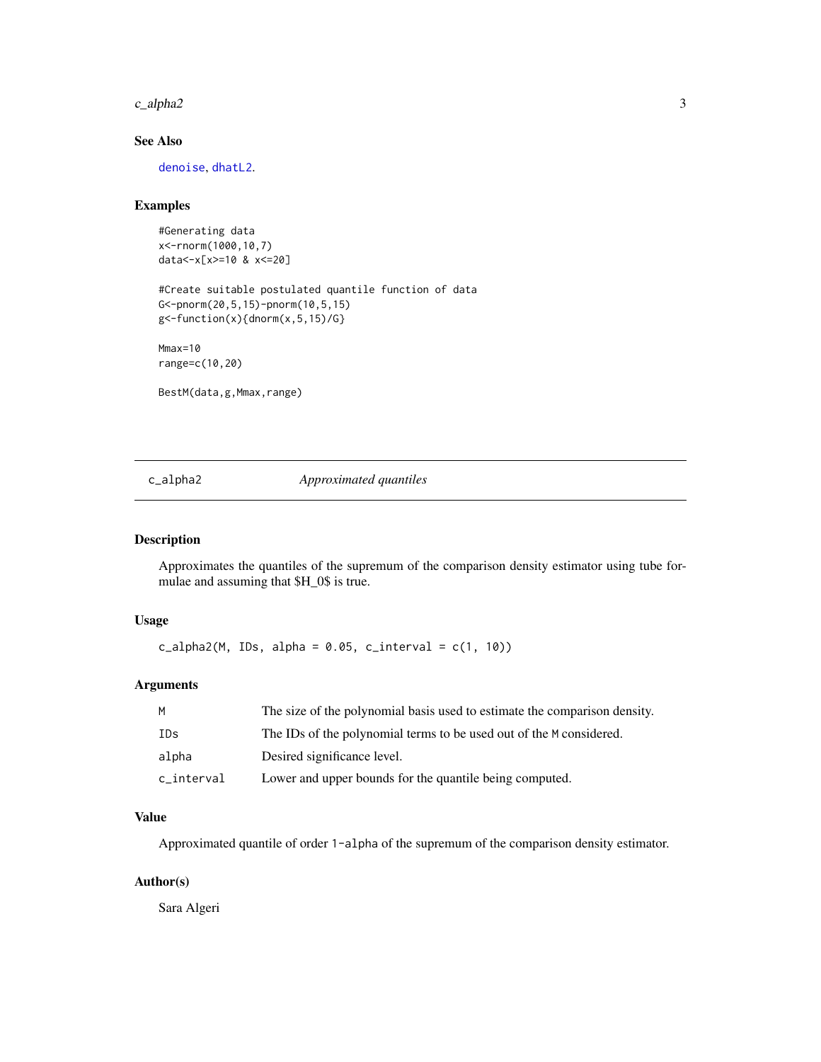## See Also

`denoise`, `dhatL2`.

## Examples

```
#Generating data
x<-rnorm(1000,10,7)
data<-x[x>=10 & x<=20]

#Create suitable postulated quantile function of data
G<-pnorm(20,5,15)-pnorm(10,5,15)
g<-function(x){dnorm(x,5,15)/G}

Mmax=10
range=c(10,20)

BestM(data,g,Mmax,range)
```

---

# c_alpha2 &emsp; *Approximated quantiles*

---

## Description

Approximates the quantiles of the supremum of the comparison density estimator using tube formulae and assuming that $H_0$ is true.

## Usage

```
c_alpha2(M, IDs, alpha = 0.05, c_interval = c(1, 10))
```

## Arguments

| | |
|---|---|
| `M` | The size of the polynomial basis used to estimate the comparison density. |
| `IDs` | The IDs of the polynomial terms to be used out of the `M` considered. |
| `alpha` | Desired significance level. |
| `c_interval` | Lower and upper bounds for the quantile being computed. |

## Value

Approximated quantile of order `1-alpha` of the supremum of the comparison density estimator.

## Author(s)

Sara Algeri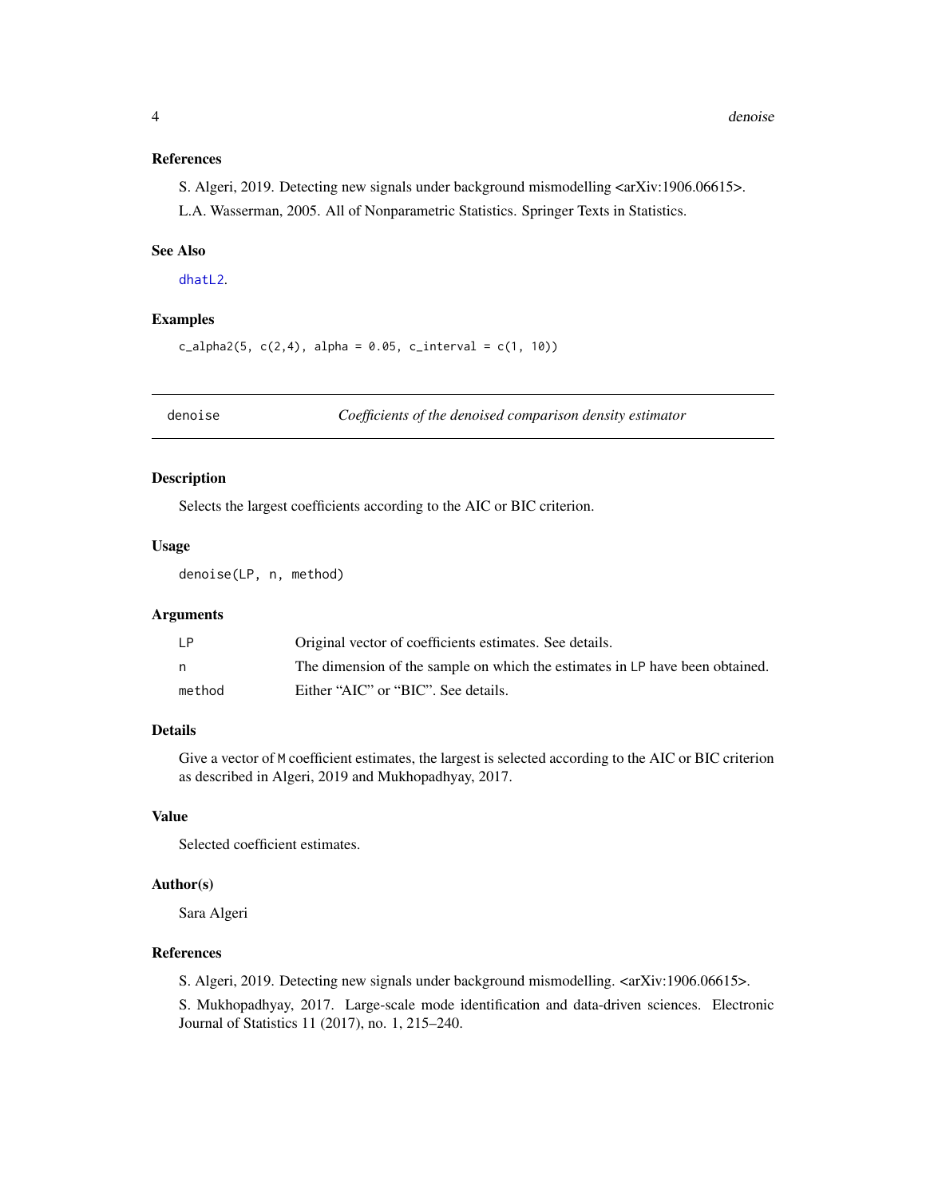### References

S. Algeri, 2019. Detecting new signals under background mismodelling <arXiv:1906.06615>.

L.A. Wasserman, 2005. All of Nonparametric Statistics. Springer Texts in Statistics.

### See Also

dhatL2.

### Examples

```
c_alpha2(5, c(2,4), alpha = 0.05, c_interval = c(1, 10))
```

---

## denoise — *Coefficients of the denoised comparison density estimator*

### Description

Selects the largest coefficients according to the AIC or BIC criterion.

### Usage

```
denoise(LP, n, method)
```

### Arguments

| | |
|---|---|
| LP | Original vector of coefficients estimates. See details. |
| n | The dimension of the sample on which the estimates in LP have been obtained. |
| method | Either "AIC" or "BIC". See details. |

### Details

Give a vector of M coefficient estimates, the largest is selected according to the AIC or BIC criterion as described in Algeri, 2019 and Mukhopadhyay, 2017.

### Value

Selected coefficient estimates.

### Author(s)

Sara Algeri

### References

S. Algeri, 2019. Detecting new signals under background mismodelling. <arXiv:1906.06615>.

S. Mukhopadhyay, 2017. Large-scale mode identification and data-driven sciences. Electronic Journal of Statistics 11 (2017), no. 1, 215–240.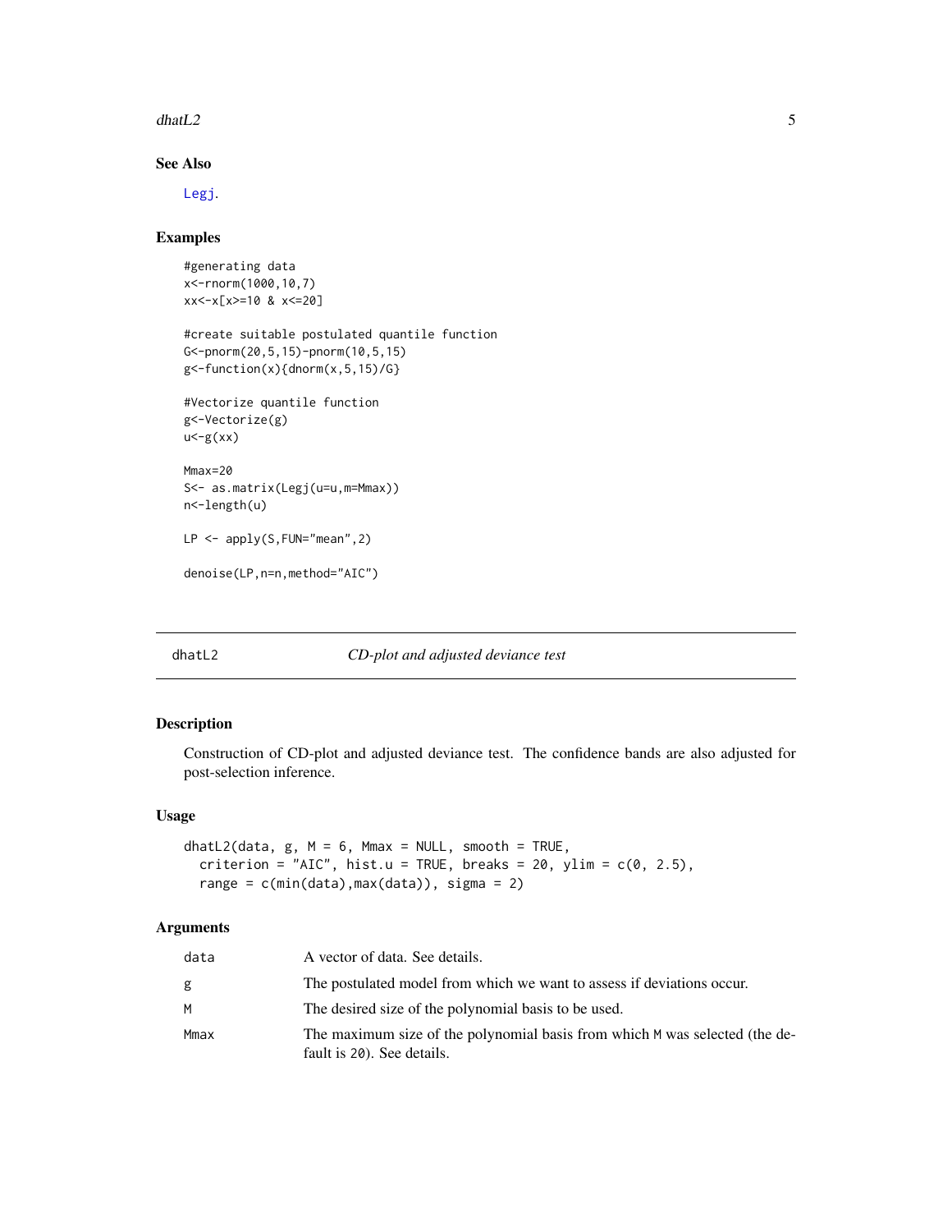## See Also

Legj.

## Examples

```
#generating data
x<-rnorm(1000,10,7)
xx<-x[x>=10 & x<=20]

#create suitable postulated quantile function
G<-pnorm(20,5,15)-pnorm(10,5,15)
g<-function(x){dnorm(x,5,15)/G}

#Vectorize quantile function
g<-Vectorize(g)
u<-g(xx)

Mmax=20
S<- as.matrix(Legj(u=u,m=Mmax))
n<-length(u)

LP <- apply(S,FUN="mean",2)

denoise(LP,n=n,method="AIC")
```

---

# dhatL2 — *CD-plot and adjusted deviance test*

---

## Description

Construction of CD-plot and adjusted deviance test. The confidence bands are also adjusted for post-selection inference.

## Usage

```
dhatL2(data, g, M = 6, Mmax = NULL, smooth = TRUE,
  criterion = "AIC", hist.u = TRUE, breaks = 20, ylim = c(0, 2.5),
  range = c(min(data),max(data)), sigma = 2)
```

## Arguments

| | |
|---|---|
| data | A vector of data. See details. |
| g | The postulated model from which we want to assess if deviations occur. |
| M | The desired size of the polynomial basis to be used. |
| Mmax | The maximum size of the polynomial basis from which M was selected (the default is 20). See details. |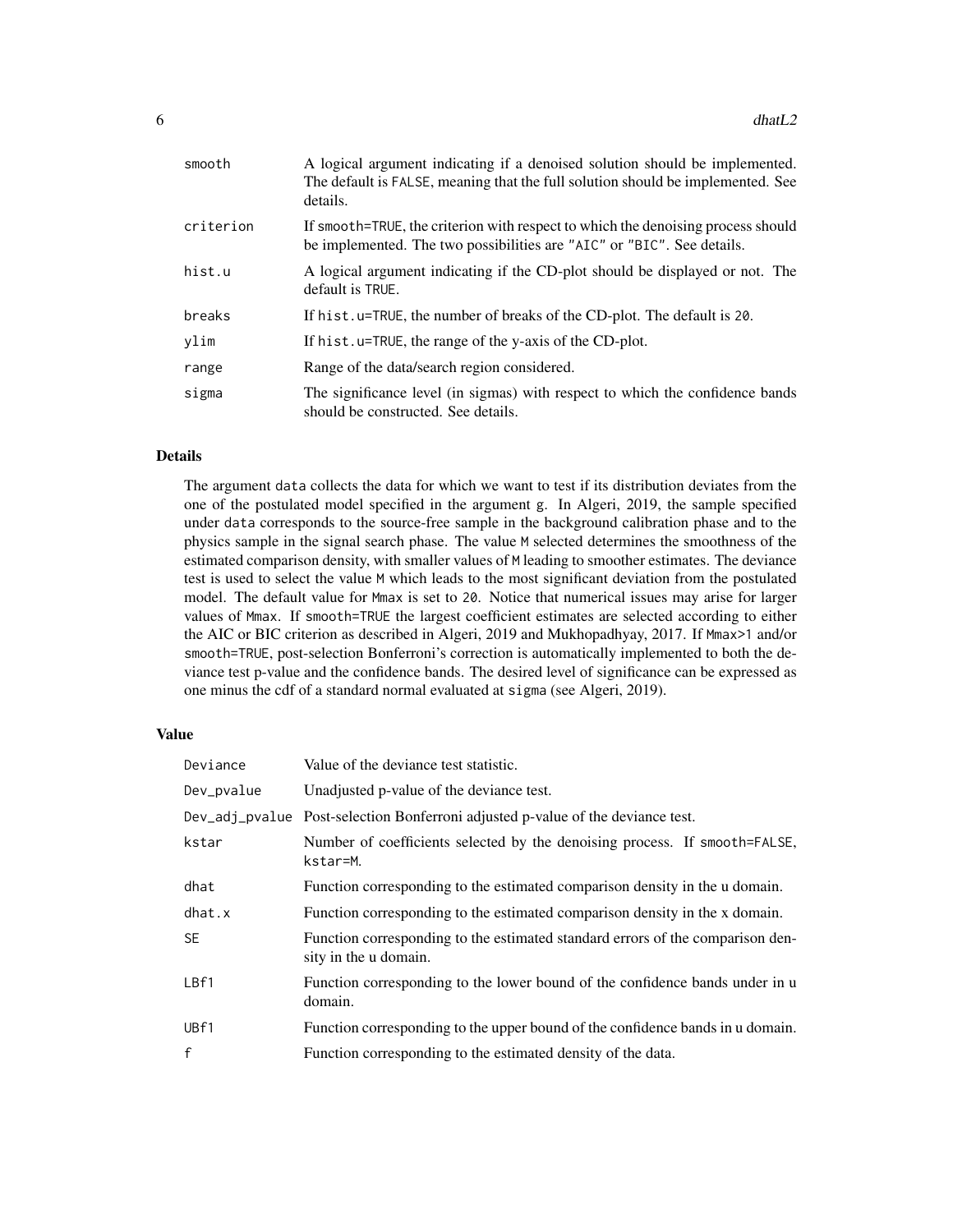| | |
|---|---|
| smooth | A logical argument indicating if a denoised solution should be implemented. The default is FALSE, meaning that the full solution should be implemented. See details. |
| criterion | If smooth=TRUE, the criterion with respect to which the denoising process should be implemented. The two possibilities are "AIC" or "BIC". See details. |
| hist.u | A logical argument indicating if the CD-plot should be displayed or not. The default is TRUE. |
| breaks | If hist.u=TRUE, the number of breaks of the CD-plot. The default is 20. |
| ylim | If hist.u=TRUE, the range of the y-axis of the CD-plot. |
| range | Range of the data/search region considered. |
| sigma | The significance level (in sigmas) with respect to which the confidence bands should be constructed. See details. |

### Details

The argument data collects the data for which we want to test if its distribution deviates from the one of the postulated model specified in the argument g. In Algeri, 2019, the sample specified under data corresponds to the source-free sample in the background calibration phase and to the physics sample in the signal search phase. The value M selected determines the smoothness of the estimated comparison density, with smaller values of M leading to smoother estimates. The deviance test is used to select the value M which leads to the most significant deviation from the postulated model. The default value for Mmax is set to 20. Notice that numerical issues may arise for larger values of Mmax. If smooth=TRUE the largest coefficient estimates are selected according to either the AIC or BIC criterion as described in Algeri, 2019 and Mukhopadhyay, 2017. If Mmax>1 and/or smooth=TRUE, post-selection Bonferroni's correction is automatically implemented to both the deviance test p-value and the confidence bands. The desired level of significance can be expressed as one minus the cdf of a standard normal evaluated at sigma (see Algeri, 2019).

### Value

| | |
|---|---|
| Deviance | Value of the deviance test statistic. |
| Dev_pvalue | Unadjusted p-value of the deviance test. |
| Dev_adj_pvalue | Post-selection Bonferroni adjusted p-value of the deviance test. |
| kstar | Number of coefficients selected by the denoising process. If smooth=FALSE, kstar=M. |
| dhat | Function corresponding to the estimated comparison density in the u domain. |
| dhat.x | Function corresponding to the estimated comparison density in the x domain. |
| SE | Function corresponding to the estimated standard errors of the comparison density in the u domain. |
| LBf1 | Function corresponding to the lower bound of the confidence bands under in u domain. |
| UBf1 | Function corresponding to the upper bound of the confidence bands in u domain. |
| f | Function corresponding to the estimated density of the data. |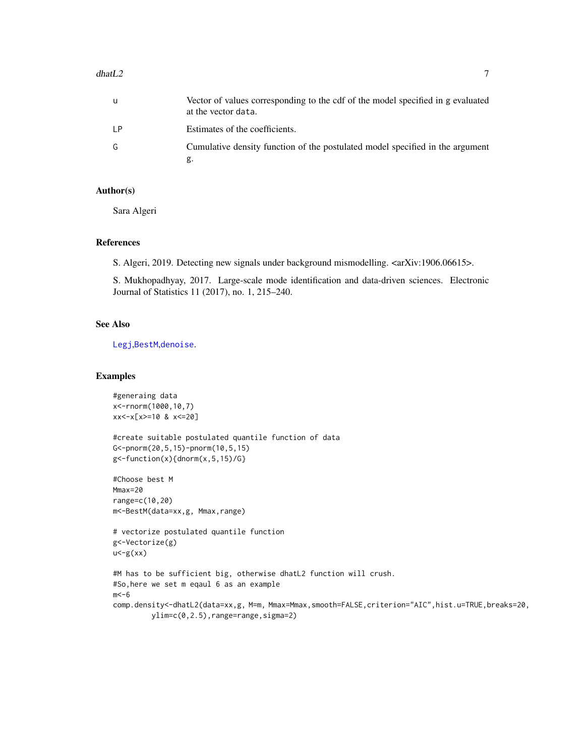| | |
|---|---|
| u | Vector of values corresponding to the cdf of the model specified in g evaluated at the vector data. |
| LP | Estimates of the coefficients. |
| G | Cumulative density function of the postulated model specified in the argument g. |

## Author(s)

Sara Algeri

## References

S. Algeri, 2019. Detecting new signals under background mismodelling. <arXiv:1906.06615>.

S. Mukhopadhyay, 2017. Large-scale mode identification and data-driven sciences. Electronic Journal of Statistics 11 (2017), no. 1, 215–240.

## See Also

Legj,BestM,denoise.

## Examples

```
#generaing data
x<-rnorm(1000,10,7)
xx<-x[x>=10 & x<=20]

#create suitable postulated quantile function of data
G<-pnorm(20,5,15)-pnorm(10,5,15)
g<-function(x){dnorm(x,5,15)/G}

#Choose best M
Mmax=20
range=c(10,20)
m<-BestM(data=xx,g, Mmax,range)

# vectorize postulated quantile function
g<-Vectorize(g)
u<-g(xx)

#M has to be sufficient big, otherwise dhatL2 function will crush.
#So,here we set m eqaul 6 as an example
m<-6
comp.density<-dhatL2(data=xx,g, M=m, Mmax=Mmax,smooth=FALSE,criterion="AIC",hist.u=TRUE,breaks=20,
        ylim=c(0,2.5),range=range,sigma=2)
```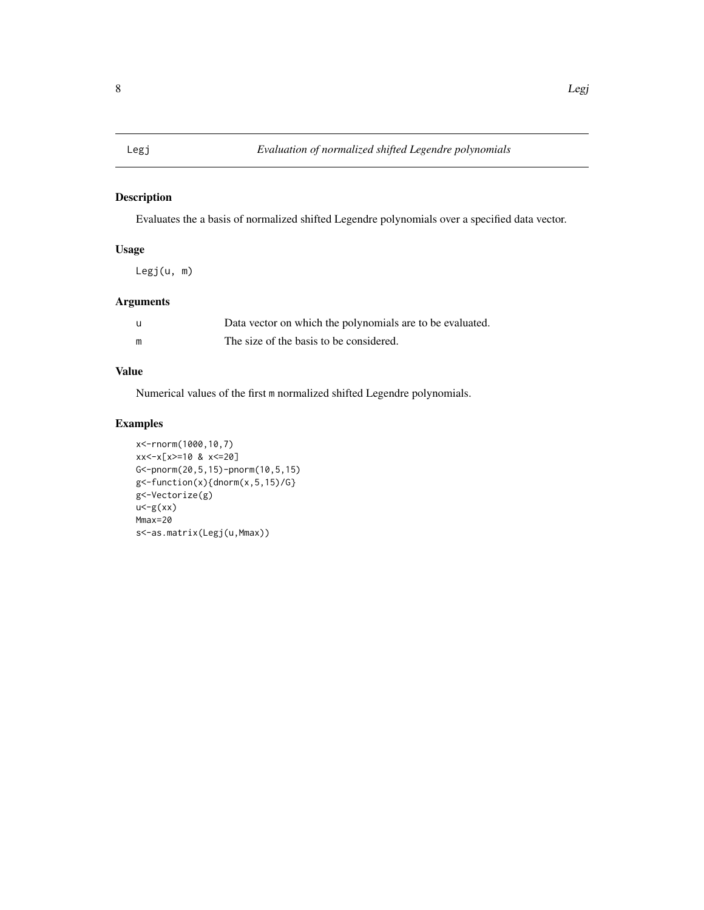## Legj — *Evaluation of normalized shifted Legendre polynomials*

### Description

Evaluates the a basis of normalized shifted Legendre polynomials over a specified data vector.

### Usage

```
Legj(u, m)
```

### Arguments

| | |
|---|---|
| u | Data vector on which the polynomials are to be evaluated. |
| m | The size of the basis to be considered. |

### Value

Numerical values of the first `m` normalized shifted Legendre polynomials.

### Examples

```
x<-rnorm(1000,10,7)
xx<-x[x>=10 & x<=20]
G<-pnorm(20,5,15)-pnorm(10,5,15)
g<-function(x){dnorm(x,5,15)/G}
g<-Vectorize(g)
u<-g(xx)
Mmax=20
s<-as.matrix(Legj(u,Mmax))
```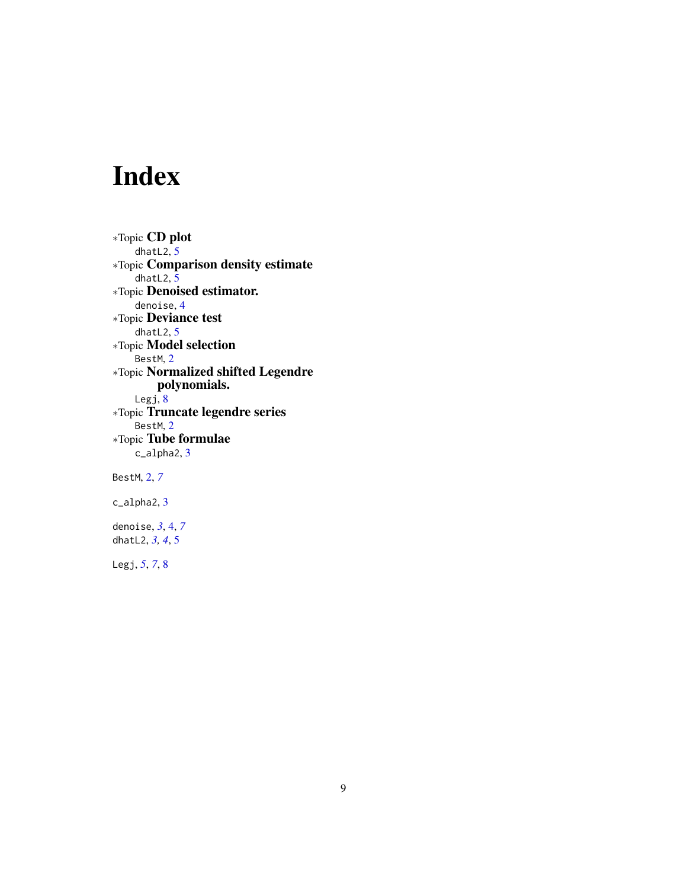# Index

∗Topic **CD plot**
  dhatL2, 5

∗Topic **Comparison density estimate**
  dhatL2, 5

∗Topic **Denoised estimator.**
  denoise, 4

∗Topic **Deviance test**
  dhatL2, 5

∗Topic **Model selection**
  BestM, 2

∗Topic **Normalized shifted Legendre polynomials.**
  Legj, 8

∗Topic **Truncate legendre series**
  BestM, 2

∗Topic **Tube formulae**
  c_alpha2, 3

BestM, 2, *7*

c_alpha2, 3

denoise, *3*, 4, *7*
dhatL2, *3*, *4*, 5

Legj, *5*, *7*, 8